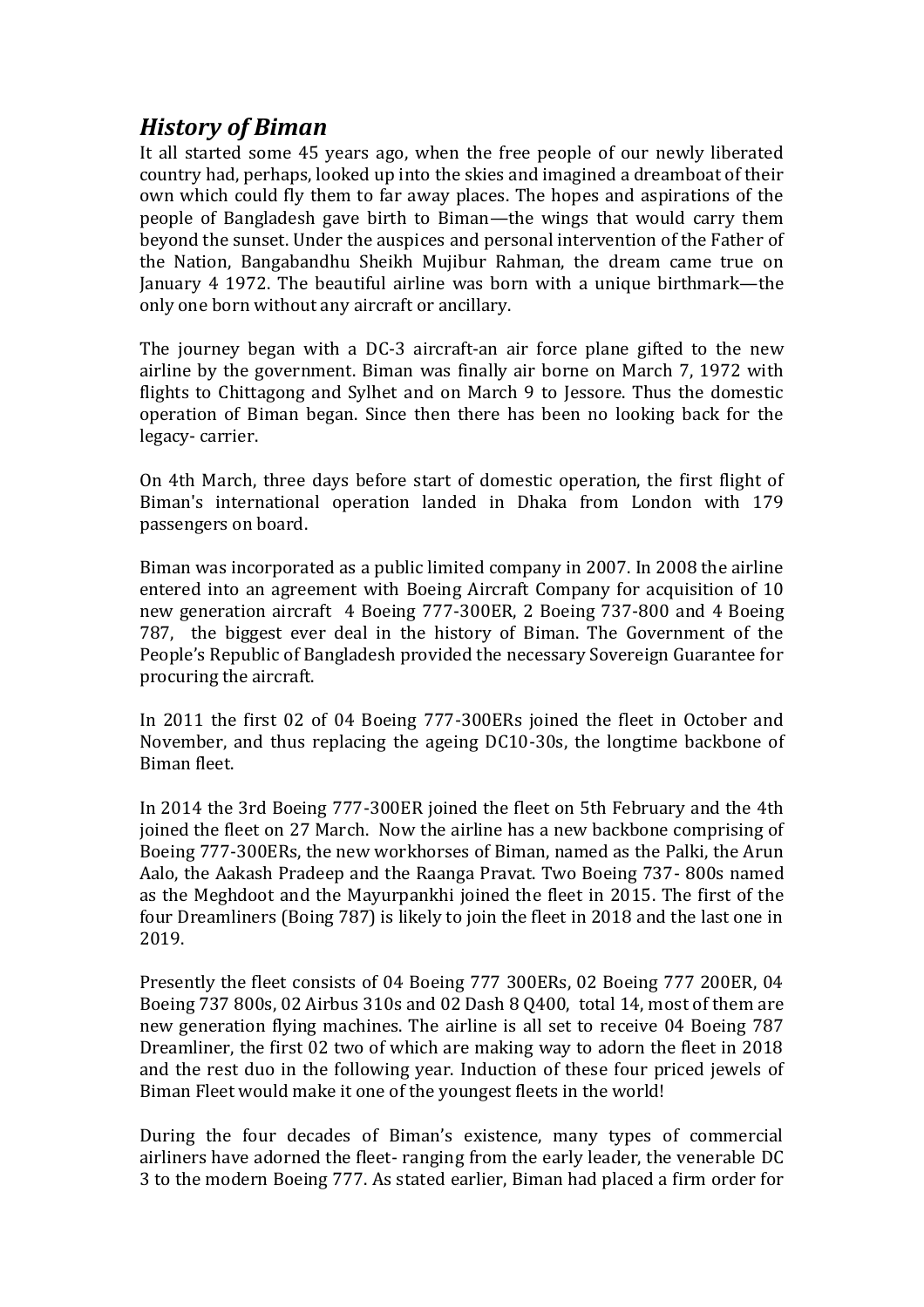## *History of Biman*

It all started some 45 years ago, when the free people of our newly liberated country had, perhaps, looked up into the skies and imagined a dreamboat of their own which could fly them to far away places. The hopes and aspirations of the people of Bangladesh gave birth to Biman—the wings that would carry them beyond the sunset. Under the auspices and personal intervention of the Father of the Nation, Bangabandhu Sheikh Mujibur Rahman, the dream came true on January 4 1972. The beautiful airline was born with a unique birthmark—the only one born without any aircraft or ancillary.

The journey began with a DC-3 aircraft-an air force plane gifted to the new airline by the government. Biman was finally air borne on March 7, 1972 with flights to Chittagong and Sylhet and on March 9 to Jessore. Thus the domestic operation of Biman began. Since then there has been no looking back for the legacy- carrier.

On 4th March, three days before start of domestic operation, the first flight of Biman's international operation landed in Dhaka from London with 179 passengers on board.

Biman was incorporated as a public limited company in 2007. In 2008 the airline entered into an agreement with Boeing Aircraft Company for acquisition of 10 new generation aircraft 4 Boeing 777-300ER, 2 Boeing 737-800 and 4 Boeing 787, the biggest ever deal in the history of Biman. The Government of the People's Republic of Bangladesh provided the necessary Sovereign Guarantee for procuring the aircraft.

In 2011 the first 02 of 04 Boeing 777-300ERs joined the fleet in October and November, and thus replacing the ageing DC10-30s, the longtime backbone of Biman fleet.

In 2014 the 3rd Boeing 777-300ER joined the fleet on 5th February and the 4th joined the fleet on 27 March. Now the airline has a new backbone comprising of Boeing 777-300ERs, the new workhorses of Biman, named as the Palki, the Arun Aalo, the Aakash Pradeep and the Raanga Pravat. Two Boeing 737- 800s named as the Meghdoot and the Mayurpankhi joined the fleet in 2015. The first of the four Dreamliners (Boing 787) is likely to join the fleet in 2018 and the last one in 2019.

Presently the fleet consists of 04 Boeing 777 300ERs, 02 Boeing 777 200ER, 04 Boeing 737 800s, 02 Airbus 310s and 02 Dash 8 Q400, total 14, most of them are new generation flying machines. The airline is all set to receive 04 Boeing 787 Dreamliner, the first 02 two of which are making way to adorn the fleet in 2018 and the rest duo in the following year. Induction of these four priced jewels of Biman Fleet would make it one of the youngest fleets in the world!

During the four decades of Biman's existence, many types of commercial airliners have adorned the fleet- ranging from the early leader, the venerable DC 3 to the modern Boeing 777. As stated earlier, Biman had placed a firm order for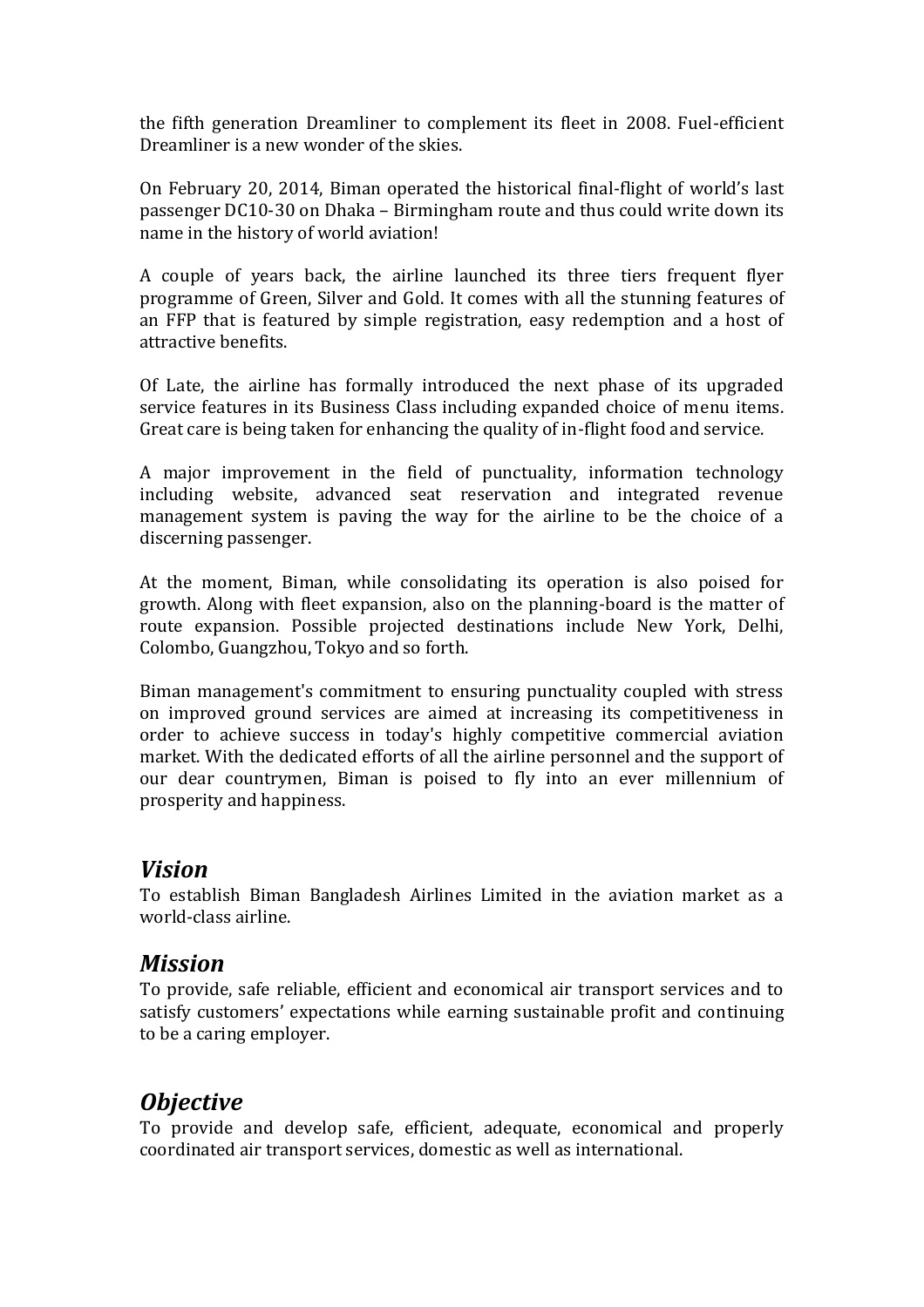the fifth generation Dreamliner to complement its fleet in 2008. Fuel-efficient Dreamliner is a new wonder of the skies.

On February 20, 2014, Biman operated the historical final-flight of world's last passenger DC10-30 on Dhaka – Birmingham route and thus could write down its name in the history of world aviation!

A couple of years back, the airline launched its three tiers frequent flyer programme of Green, Silver and Gold. It comes with all the stunning features of an FFP that is featured by simple registration, easy redemption and a host of attractive benefits.

Of Late, the airline has formally introduced the next phase of its upgraded service features in its Business Class including expanded choice of menu items. Great care is being taken for enhancing the quality of in-flight food and service.

A major improvement in the field of punctuality, information technology including website, advanced seat reservation and integrated revenue management system is paving the way for the airline to be the choice of a discerning passenger.

At the moment, Biman, while consolidating its operation is also poised for growth. Along with fleet expansion, also on the planning-board is the matter of route expansion. Possible projected destinations include New York, Delhi, Colombo, Guangzhou, Tokyo and so forth.

Biman management's commitment to ensuring punctuality coupled with stress on improved ground services are aimed at increasing its competitiveness in order to achieve success in today's highly competitive commercial aviation market. With the dedicated efforts of all the airline personnel and the support of our dear countrymen, Biman is poised to fly into an ever millennium of prosperity and happiness.

## *Vision*

To establish Biman Bangladesh Airlines Limited in the aviation market as a world-class airline.

## *Mission*

To provide, safe reliable, efficient and economical air transport services and to satisfy customers' expectations while earning sustainable profit and continuing to be a caring employer.

## *Objective*

To provide and develop safe, efficient, adequate, economical and properly coordinated air transport services, domestic as well as international.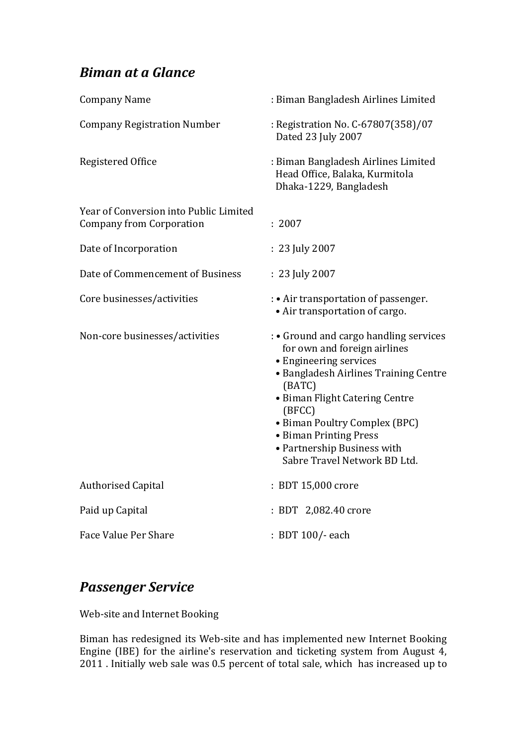## *Biman at a Glance*

| | |
|---|---|
| Company Name | : Biman Bangladesh Airlines Limited |
| Company Registration Number | : Registration No. C-67807(358)/07 Dated 23 July 2007 |
| Registered Office | : Biman Bangladesh Airlines Limited Head Office, Balaka, Kurmitola Dhaka-1229, Bangladesh |
| Year of Conversion into Public Limited Company from Corporation | : 2007 |
| Date of Incorporation | : 23 July 2007 |
| Date of Commencement of Business | : 23 July 2007 |
| Core businesses/activities | : • Air transportation of passenger. • Air transportation of cargo. |
| Non-core businesses/activities | : • Ground and cargo handling services for own and foreign airlines • Engineering services • Bangladesh Airlines Training Centre (BATC) • Biman Flight Catering Centre (BFCC) • Biman Poultry Complex (BPC) • Biman Printing Press • Partnership Business with Sabre Travel Network BD Ltd. |
| Authorised Capital | : BDT 15,000 crore |
| Paid up Capital | : BDT 2,082.40 crore |
| Face Value Per Share | : BDT 100/- each |

## *Passenger Service*

Web-site and Internet Booking

Biman has redesigned its Web-site and has implemented new Internet Booking Engine (IBE) for the airline's reservation and ticketing system from August 4, 2011 . Initially web sale was 0.5 percent of total sale, which has increased up to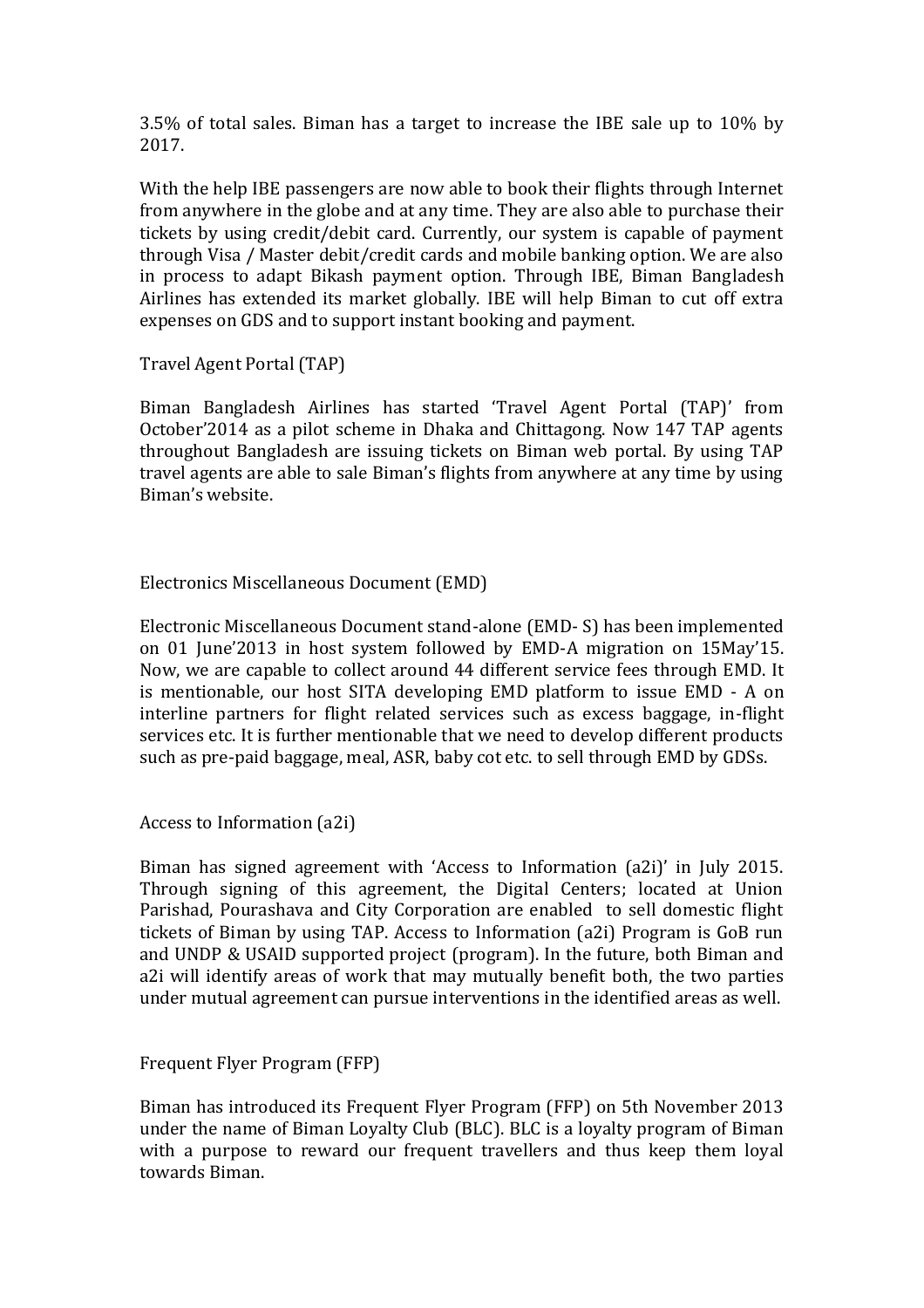3.5% of total sales. Biman has a target to increase the IBE sale up to 10% by 2017.

With the help IBE passengers are now able to book their flights through Internet from anywhere in the globe and at any time. They are also able to purchase their tickets by using credit/debit card. Currently, our system is capable of payment through Visa / Master debit/credit cards and mobile banking option. We are also in process to adapt Bikash payment option. Through IBE, Biman Bangladesh Airlines has extended its market globally. IBE will help Biman to cut off extra expenses on GDS and to support instant booking and payment.

## Travel Agent Portal (TAP)

Biman Bangladesh Airlines has started 'Travel Agent Portal (TAP)' from October'2014 as a pilot scheme in Dhaka and Chittagong. Now 147 TAP agents throughout Bangladesh are issuing tickets on Biman web portal. By using TAP travel agents are able to sale Biman's flights from anywhere at any time by using Biman's website.

## Electronics Miscellaneous Document (EMD)

Electronic Miscellaneous Document stand-alone (EMD- S) has been implemented on 01 June'2013 in host system followed by EMD-A migration on 15May'15. Now, we are capable to collect around 44 different service fees through EMD. It is mentionable, our host SITA developing EMD platform to issue EMD - A on interline partners for flight related services such as excess baggage, in-flight services etc. It is further mentionable that we need to develop different products such as pre-paid baggage, meal, ASR, baby cot etc. to sell through EMD by GDSs.

## Access to Information (a2i)

Biman has signed agreement with 'Access to Information (a2i)' in July 2015. Through signing of this agreement, the Digital Centers; located at Union Parishad, Pourashava and City Corporation are enabled to sell domestic flight tickets of Biman by using TAP. Access to Information (a2i) Program is GoB run and UNDP & USAID supported project (program). In the future, both Biman and a2i will identify areas of work that may mutually benefit both, the two parties under mutual agreement can pursue interventions in the identified areas as well.

## Frequent Flyer Program (FFP)

Biman has introduced its Frequent Flyer Program (FFP) on 5th November 2013 under the name of Biman Loyalty Club (BLC). BLC is a loyalty program of Biman with a purpose to reward our frequent travellers and thus keep them loyal towards Biman.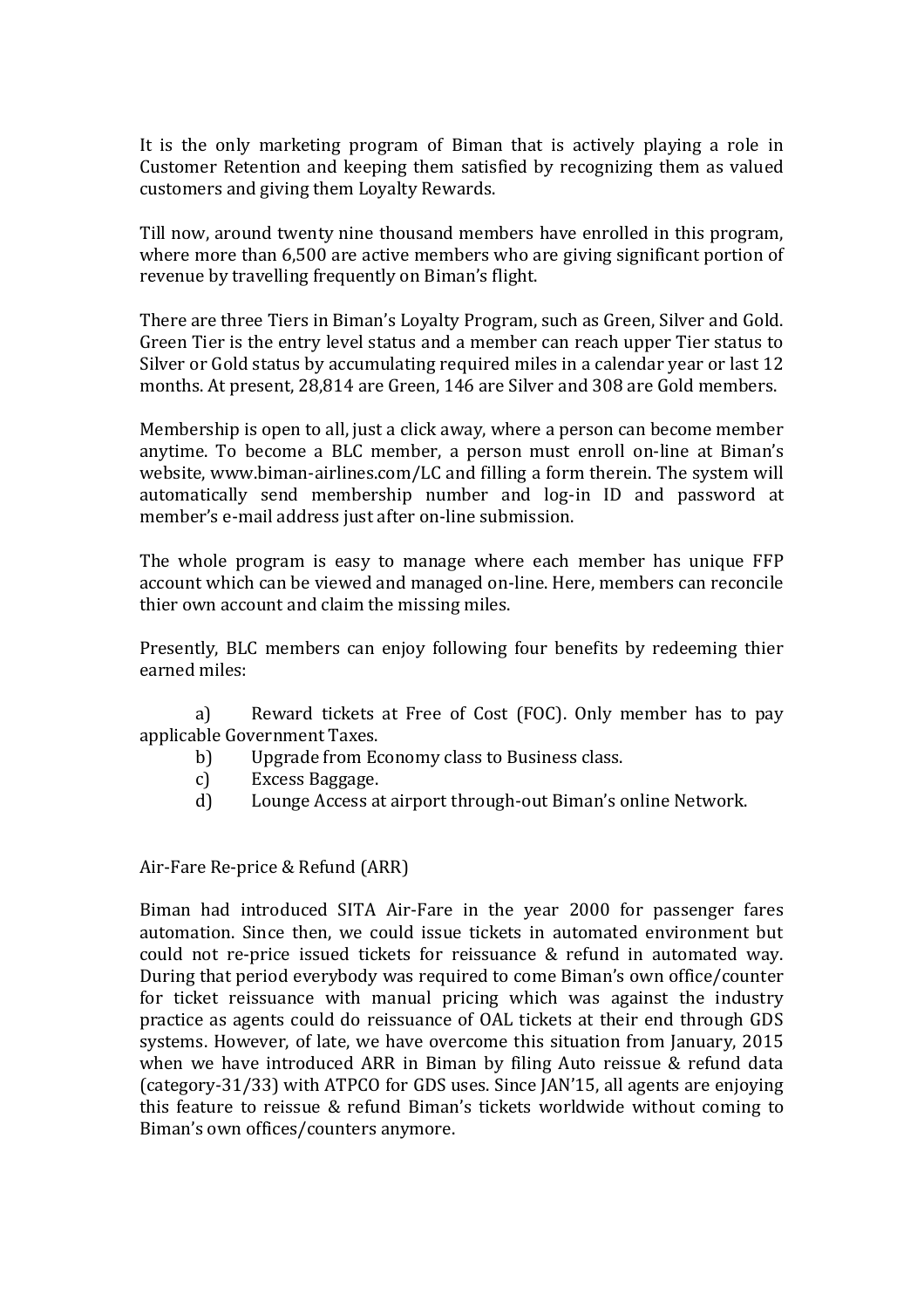It is the only marketing program of Biman that is actively playing a role in Customer Retention and keeping them satisfied by recognizing them as valued customers and giving them Loyalty Rewards.

Till now, around twenty nine thousand members have enrolled in this program, where more than 6,500 are active members who are giving significant portion of revenue by travelling frequently on Biman's flight.

There are three Tiers in Biman's Loyalty Program, such as Green, Silver and Gold. Green Tier is the entry level status and a member can reach upper Tier status to Silver or Gold status by accumulating required miles in a calendar year or last 12 months. At present, 28,814 are Green, 146 are Silver and 308 are Gold members.

Membership is open to all, just a click away, where a person can become member anytime. To become a BLC member, a person must enroll on-line at Biman's website, www.biman-airlines.com/LC and filling a form therein. The system will automatically send membership number and log-in ID and password at member's e-mail address just after on-line submission.

The whole program is easy to manage where each member has unique FFP account which can be viewed and managed on-line. Here, members can reconcile thier own account and claim the missing miles.

Presently, BLC members can enjoy following four benefits by redeeming thier earned miles:

a) Reward tickets at Free of Cost (FOC). Only member has to pay applicable Government Taxes.
b) Upgrade from Economy class to Business class.
c) Excess Baggage.
d) Lounge Access at airport through-out Biman's online Network.

## Air-Fare Re-price & Refund (ARR)

Biman had introduced SITA Air-Fare in the year 2000 for passenger fares automation. Since then, we could issue tickets in automated environment but could not re-price issued tickets for reissuance & refund in automated way. During that period everybody was required to come Biman's own office/counter for ticket reissuance with manual pricing which was against the industry practice as agents could do reissuance of OAL tickets at their end through GDS systems. However, of late, we have overcome this situation from January, 2015 when we have introduced ARR in Biman by filing Auto reissue & refund data (category-31/33) with ATPCO for GDS uses. Since JAN'15, all agents are enjoying this feature to reissue & refund Biman's tickets worldwide without coming to Biman's own offices/counters anymore.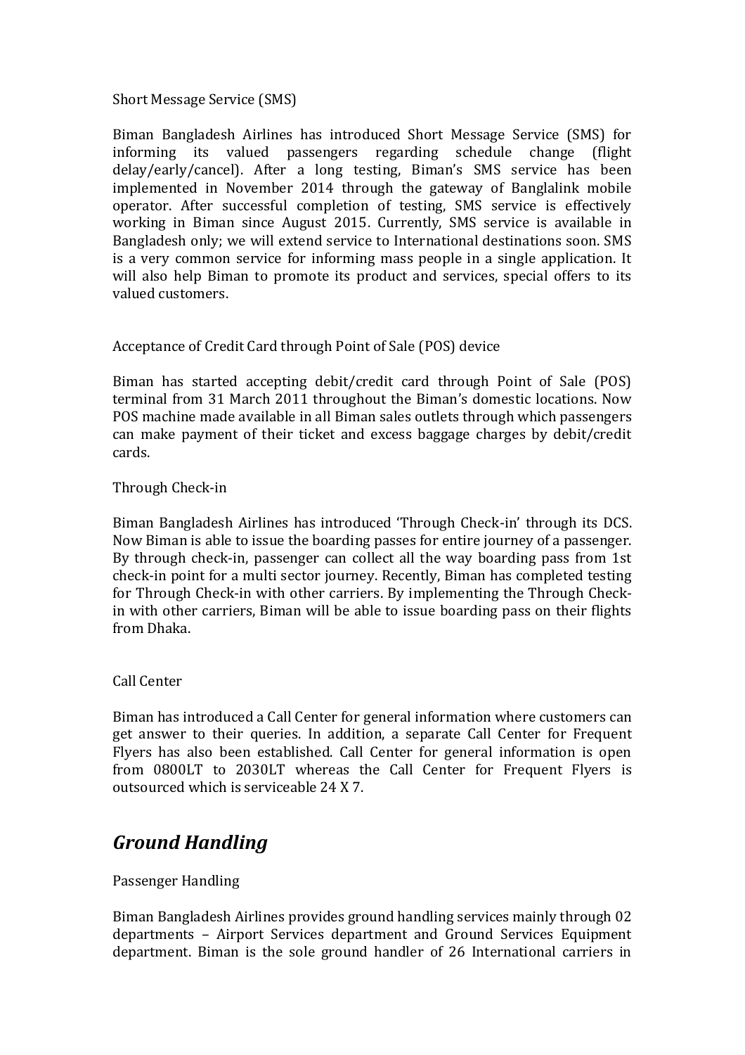### Short Message Service (SMS)

Biman Bangladesh Airlines has introduced Short Message Service (SMS) for informing its valued passengers regarding schedule change (flight delay/early/cancel). After a long testing, Biman's SMS service has been implemented in November 2014 through the gateway of Banglalink mobile operator. After successful completion of testing, SMS service is effectively working in Biman since August 2015. Currently, SMS service is available in Bangladesh only; we will extend service to International destinations soon. SMS is a very common service for informing mass people in a single application. It will also help Biman to promote its product and services, special offers to its valued customers.

### Acceptance of Credit Card through Point of Sale (POS) device

Biman has started accepting debit/credit card through Point of Sale (POS) terminal from 31 March 2011 throughout the Biman's domestic locations. Now POS machine made available in all Biman sales outlets through which passengers can make payment of their ticket and excess baggage charges by debit/credit cards.

### Through Check-in

Biman Bangladesh Airlines has introduced 'Through Check-in' through its DCS. Now Biman is able to issue the boarding passes for entire journey of a passenger. By through check-in, passenger can collect all the way boarding pass from 1st check-in point for a multi sector journey. Recently, Biman has completed testing for Through Check-in with other carriers. By implementing the Through Check-in with other carriers, Biman will be able to issue boarding pass on their flights from Dhaka.

### Call Center

Biman has introduced a Call Center for general information where customers can get answer to their queries. In addition, a separate Call Center for Frequent Flyers has also been established. Call Center for general information is open from 0800LT to 2030LT whereas the Call Center for Frequent Flyers is outsourced which is serviceable 24 X 7.

## *Ground Handling*

### Passenger Handling

Biman Bangladesh Airlines provides ground handling services mainly through 02 departments – Airport Services department and Ground Services Equipment department. Biman is the sole ground handler of 26 International carriers in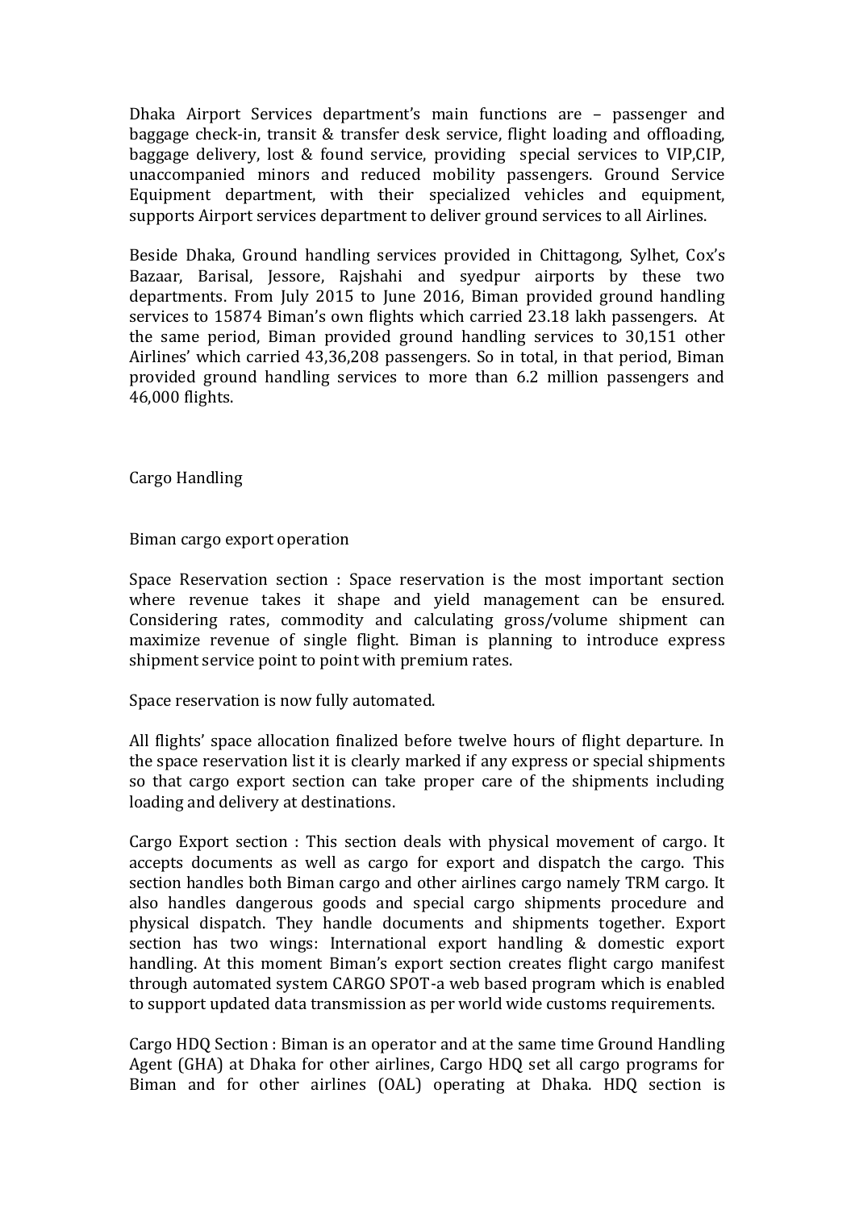Dhaka Airport Services department's main functions are – passenger and baggage check-in, transit & transfer desk service, flight loading and offloading, baggage delivery, lost & found service, providing special services to VIP,CIP, unaccompanied minors and reduced mobility passengers. Ground Service Equipment department, with their specialized vehicles and equipment, supports Airport services department to deliver ground services to all Airlines.

Beside Dhaka, Ground handling services provided in Chittagong, Sylhet, Cox's Bazaar, Barisal, Jessore, Rajshahi and syedpur airports by these two departments. From July 2015 to June 2016, Biman provided ground handling services to 15874 Biman's own flights which carried 23.18 lakh passengers. At the same period, Biman provided ground handling services to 30,151 other Airlines' which carried 43,36,208 passengers. So in total, in that period, Biman provided ground handling services to more than 6.2 million passengers and 46,000 flights.

## Cargo Handling

### Biman cargo export operation

Space Reservation section : Space reservation is the most important section where revenue takes it shape and yield management can be ensured. Considering rates, commodity and calculating gross/volume shipment can maximize revenue of single flight. Biman is planning to introduce express shipment service point to point with premium rates.

Space reservation is now fully automated.

All flights' space allocation finalized before twelve hours of flight departure. In the space reservation list it is clearly marked if any express or special shipments so that cargo export section can take proper care of the shipments including loading and delivery at destinations.

Cargo Export section : This section deals with physical movement of cargo. It accepts documents as well as cargo for export and dispatch the cargo. This section handles both Biman cargo and other airlines cargo namely TRM cargo. It also handles dangerous goods and special cargo shipments procedure and physical dispatch. They handle documents and shipments together. Export section has two wings: International export handling & domestic export handling. At this moment Biman's export section creates flight cargo manifest through automated system CARGO SPOT-a web based program which is enabled to support updated data transmission as per world wide customs requirements.

Cargo HDQ Section : Biman is an operator and at the same time Ground Handling Agent (GHA) at Dhaka for other airlines, Cargo HDQ set all cargo programs for Biman and for other airlines (OAL) operating at Dhaka. HDQ section is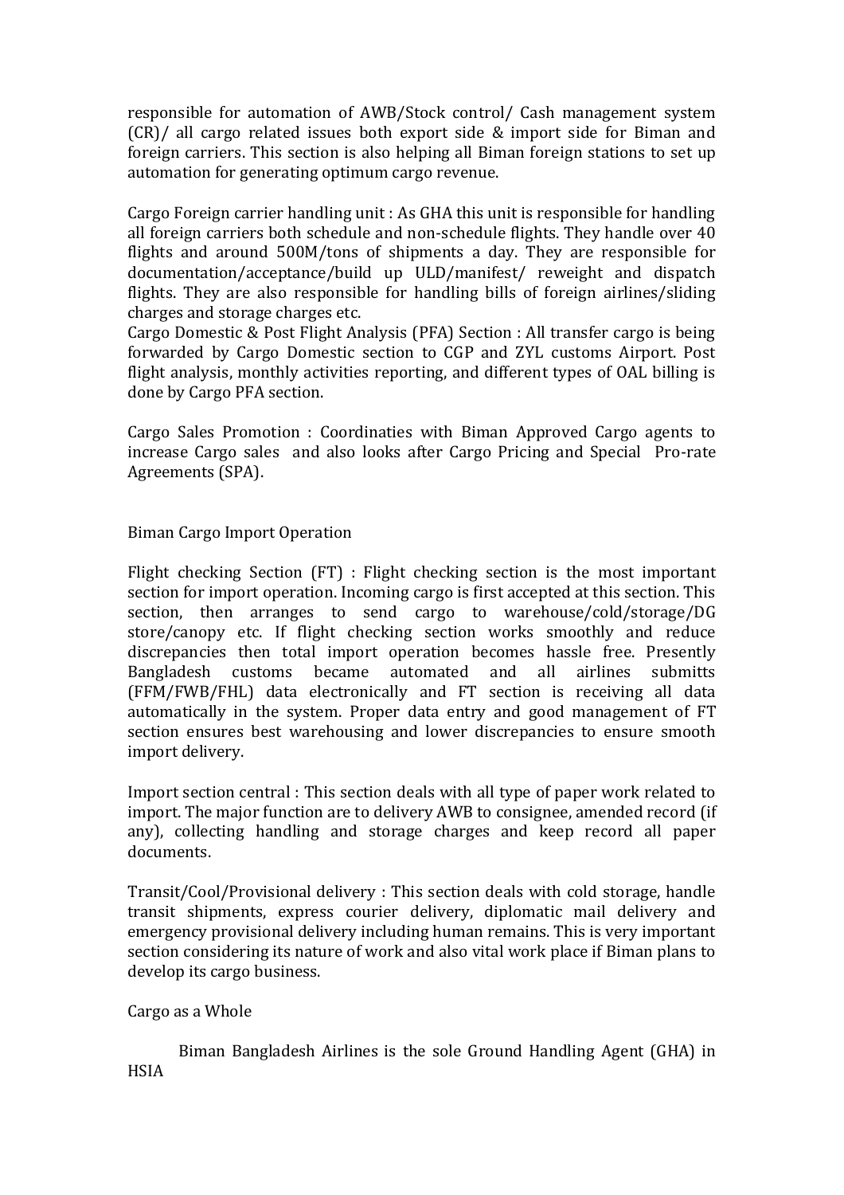responsible for automation of AWB/Stock control/ Cash management system (CR)/ all cargo related issues both export side & import side for Biman and foreign carriers. This section is also helping all Biman foreign stations to set up automation for generating optimum cargo revenue.

Cargo Foreign carrier handling unit : As GHA this unit is responsible for handling all foreign carriers both schedule and non-schedule flights. They handle over 40 flights and around 500M/tons of shipments a day. They are responsible for documentation/acceptance/build up ULD/manifest/ reweight and dispatch flights. They are also responsible for handling bills of foreign airlines/sliding charges and storage charges etc.

Cargo Domestic & Post Flight Analysis (PFA) Section : All transfer cargo is being forwarded by Cargo Domestic section to CGP and ZYL customs Airport. Post flight analysis, monthly activities reporting, and different types of OAL billing is done by Cargo PFA section.

Cargo Sales Promotion : Coordinaties with Biman Approved Cargo agents to increase Cargo sales and also looks after Cargo Pricing and Special Pro-rate Agreements (SPA).

## Biman Cargo Import Operation

Flight checking Section (FT) : Flight checking section is the most important section for import operation. Incoming cargo is first accepted at this section. This section, then arranges to send cargo to warehouse/cold/storage/DG store/canopy etc. If flight checking section works smoothly and reduce discrepancies then total import operation becomes hassle free. Presently Bangladesh customs became automated and all airlines submitts (FFM/FWB/FHL) data electronically and FT section is receiving all data automatically in the system. Proper data entry and good management of FT section ensures best warehousing and lower discrepancies to ensure smooth import delivery.

Import section central : This section deals with all type of paper work related to import. The major function are to delivery AWB to consignee, amended record (if any), collecting handling and storage charges and keep record all paper documents.

Transit/Cool/Provisional delivery : This section deals with cold storage, handle transit shipments, express courier delivery, diplomatic mail delivery and emergency provisional delivery including human remains. This is very important section considering its nature of work and also vital work place if Biman plans to develop its cargo business.

## Cargo as a Whole

Biman Bangladesh Airlines is the sole Ground Handling Agent (GHA) in HSIA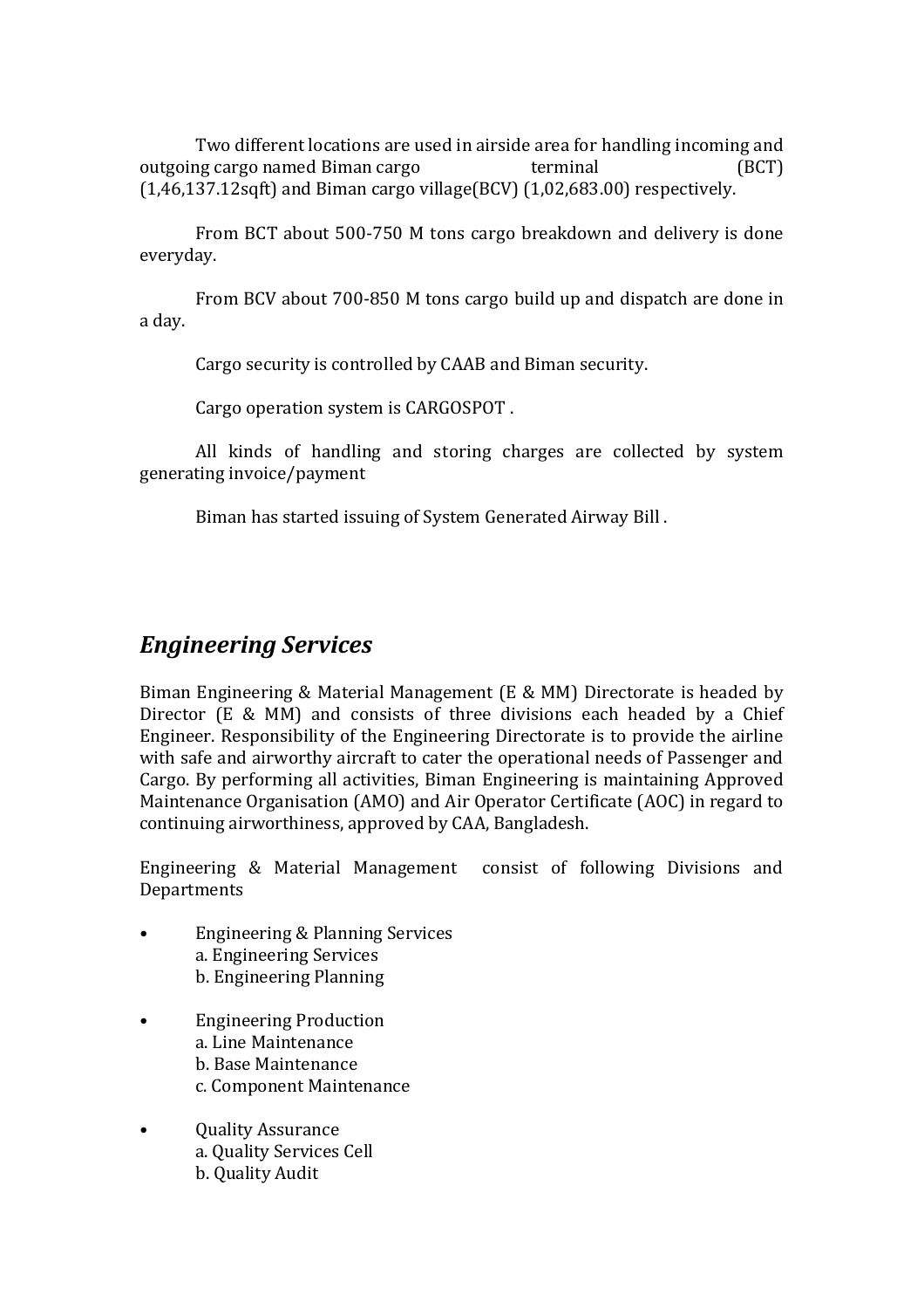Two different locations are used in airside area for handling incoming and outgoing cargo named Biman cargo terminal (BCT) (1,46,137.12sqft) and Biman cargo village(BCV) (1,02,683.00) respectively.

From BCT about 500-750 M tons cargo breakdown and delivery is done everyday.

From BCV about 700-850 M tons cargo build up and dispatch are done in a day.

Cargo security is controlled by CAAB and Biman security.

Cargo operation system is CARGOSPOT .

All kinds of handling and storing charges are collected by system generating invoice/payment

Biman has started issuing of System Generated Airway Bill .

## *Engineering Services*

Biman Engineering & Material Management (E & MM) Directorate is headed by Director (E & MM) and consists of three divisions each headed by a Chief Engineer. Responsibility of the Engineering Directorate is to provide the airline with safe and airworthy aircraft to cater the operational needs of Passenger and Cargo. By performing all activities, Biman Engineering is maintaining Approved Maintenance Organisation (AMO) and Air Operator Certificate (AOC) in regard to continuing airworthiness, approved by CAA, Bangladesh.

Engineering & Material Management consist of following Divisions and Departments

- Engineering & Planning Services
  a. Engineering Services
  b. Engineering Planning
- Engineering Production
  a. Line Maintenance
  b. Base Maintenance
  c. Component Maintenance
- Quality Assurance
  a. Quality Services Cell
  b. Quality Audit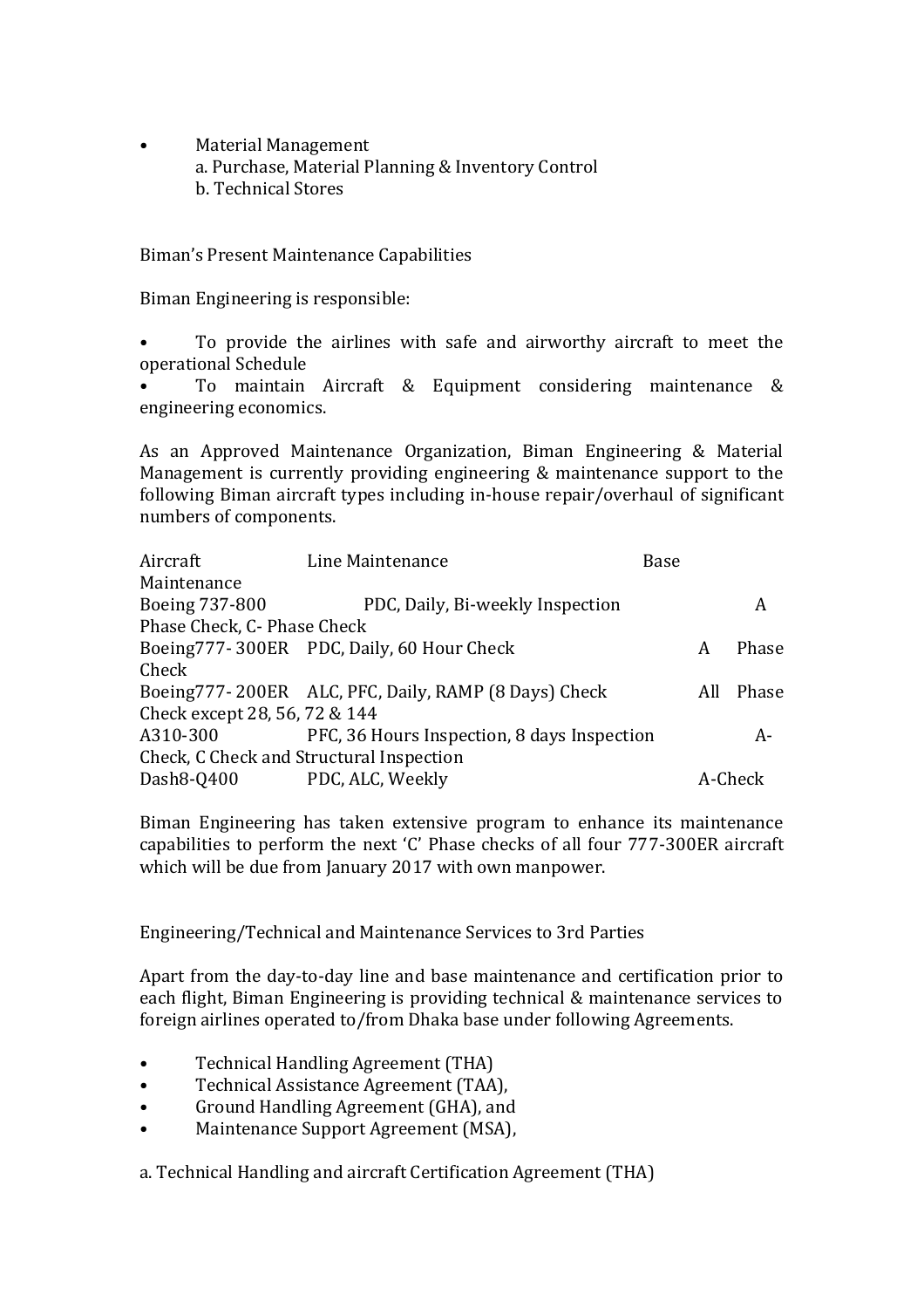- Material Management
  - a. Purchase, Material Planning & Inventory Control
  - b. Technical Stores

Biman's Present Maintenance Capabilities

Biman Engineering is responsible:

- To provide the airlines with safe and airworthy aircraft to meet the operational Schedule
- To maintain Aircraft & Equipment considering maintenance & engineering economics.

As an Approved Maintenance Organization, Biman Engineering & Material Management is currently providing engineering & maintenance support to the following Biman aircraft types including in-house repair/overhaul of significant numbers of components.

| Aircraft | Line Maintenance | Base Maintenance |
|---|---|---|
| Boeing 737-800 | PDC, Daily, Bi-weekly Inspection | A Phase Check, C- Phase Check |
| Boeing777- 300ER | PDC, Daily, 60 Hour Check | A Phase Check |
| Boeing777- 200ER | ALC, PFC, Daily, RAMP (8 Days) Check | All Phase Check except 28, 56, 72 & 144 |
| A310-300 | PFC, 36 Hours Inspection, 8 days Inspection | A-Check, C Check and Structural Inspection |
| Dash8-Q400 | PDC, ALC, Weekly | A-Check |

Biman Engineering has taken extensive program to enhance its maintenance capabilities to perform the next 'C' Phase checks of all four 777-300ER aircraft which will be due from January 2017 with own manpower.

Engineering/Technical and Maintenance Services to 3rd Parties

Apart from the day-to-day line and base maintenance and certification prior to each flight, Biman Engineering is providing technical & maintenance services to foreign airlines operated to/from Dhaka base under following Agreements.

- Technical Handling Agreement (THA)
- Technical Assistance Agreement (TAA),
- Ground Handling Agreement (GHA), and
- Maintenance Support Agreement (MSA),

a. Technical Handling and aircraft Certification Agreement (THA)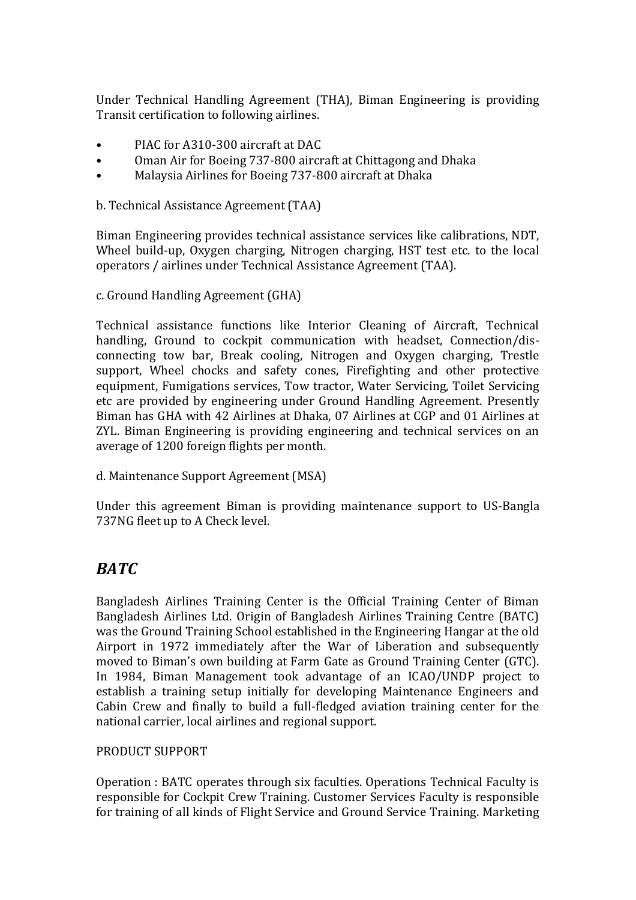Under Technical Handling Agreement (THA), Biman Engineering is providing Transit certification to following airlines.

- PIAC for A310-300 aircraft at DAC
- Oman Air for Boeing 737-800 aircraft at Chittagong and Dhaka
- Malaysia Airlines for Boeing 737-800 aircraft at Dhaka

b. Technical Assistance Agreement (TAA)

Biman Engineering provides technical assistance services like calibrations, NDT, Wheel build-up, Oxygen charging, Nitrogen charging, HST test etc. to the local operators / airlines under Technical Assistance Agreement (TAA).

c. Ground Handling Agreement (GHA)

Technical assistance functions like Interior Cleaning of Aircraft, Technical handling, Ground to cockpit communication with headset, Connection/dis-connecting tow bar, Break cooling, Nitrogen and Oxygen charging, Trestle support, Wheel chocks and safety cones, Firefighting and other protective equipment, Fumigations services, Tow tractor, Water Servicing, Toilet Servicing etc are provided by engineering under Ground Handling Agreement. Presently Biman has GHA with 42 Airlines at Dhaka, 07 Airlines at CGP and 01 Airlines at ZYL. Biman Engineering is providing engineering and technical services on an average of 1200 foreign flights per month.

d. Maintenance Support Agreement (MSA)

Under this agreement Biman is providing maintenance support to US-Bangla 737NG fleet up to A Check level.

## *BATC*

Bangladesh Airlines Training Center is the Official Training Center of Biman Bangladesh Airlines Ltd. Origin of Bangladesh Airlines Training Centre (BATC) was the Ground Training School established in the Engineering Hangar at the old Airport in 1972 immediately after the War of Liberation and subsequently moved to Biman's own building at Farm Gate as Ground Training Center (GTC). In 1984, Biman Management took advantage of an ICAO/UNDP project to establish a training setup initially for developing Maintenance Engineers and Cabin Crew and finally to build a full-fledged aviation training center for the national carrier, local airlines and regional support.

PRODUCT SUPPORT

Operation : BATC operates through six faculties. Operations Technical Faculty is responsible for Cockpit Crew Training. Customer Services Faculty is responsible for training of all kinds of Flight Service and Ground Service Training. Marketing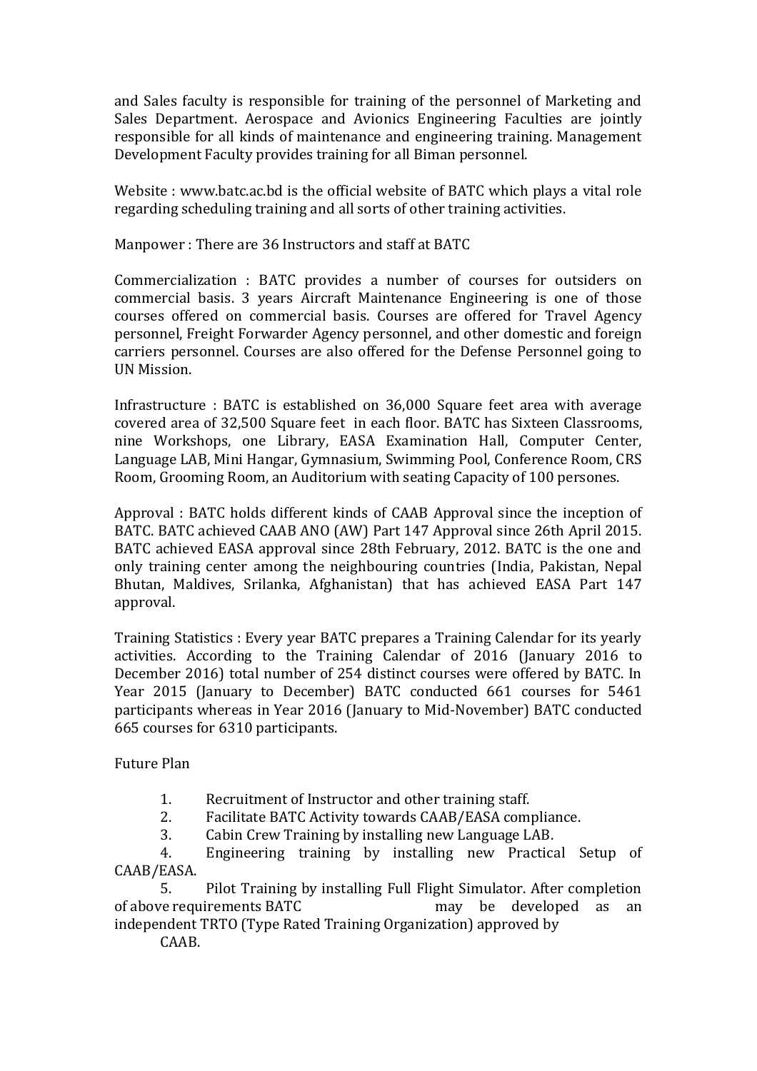and Sales faculty is responsible for training of the personnel of Marketing and Sales Department. Aerospace and Avionics Engineering Faculties are jointly responsible for all kinds of maintenance and engineering training. Management Development Faculty provides training for all Biman personnel.

Website : www.batc.ac.bd is the official website of BATC which plays a vital role regarding scheduling training and all sorts of other training activities.

Manpower : There are 36 Instructors and staff at BATC

Commercialization : BATC provides a number of courses for outsiders on commercial basis. 3 years Aircraft Maintenance Engineering is one of those courses offered on commercial basis. Courses are offered for Travel Agency personnel, Freight Forwarder Agency personnel, and other domestic and foreign carriers personnel. Courses are also offered for the Defense Personnel going to UN Mission.

Infrastructure : BATC is established on 36,000 Square feet area with average covered area of 32,500 Square feet in each floor. BATC has Sixteen Classrooms, nine Workshops, one Library, EASA Examination Hall, Computer Center, Language LAB, Mini Hangar, Gymnasium, Swimming Pool, Conference Room, CRS Room, Grooming Room, an Auditorium with seating Capacity of 100 persones.

Approval : BATC holds different kinds of CAAB Approval since the inception of BATC. BATC achieved CAAB ANO (AW) Part 147 Approval since 26th April 2015. BATC achieved EASA approval since 28th February, 2012. BATC is the one and only training center among the neighbouring countries (India, Pakistan, Nepal Bhutan, Maldives, Srilanka, Afghanistan) that has achieved EASA Part 147 approval.

Training Statistics : Every year BATC prepares a Training Calendar for its yearly activities. According to the Training Calendar of 2016 (January 2016 to December 2016) total number of 254 distinct courses were offered by BATC. In Year 2015 (January to December) BATC conducted 661 courses for 5461 participants whereas in Year 2016 (January to Mid-November) BATC conducted 665 courses for 6310 participants.

Future Plan

1. Recruitment of Instructor and other training staff.
2. Facilitate BATC Activity towards CAAB/EASA compliance.
3. Cabin Crew Training by installing new Language LAB.
4. Engineering training by installing new Practical Setup of CAAB/EASA.
5. Pilot Training by installing Full Flight Simulator. After completion of above requirements BATC may be developed as an independent TRTO (Type Rated Training Organization) approved by CAAB.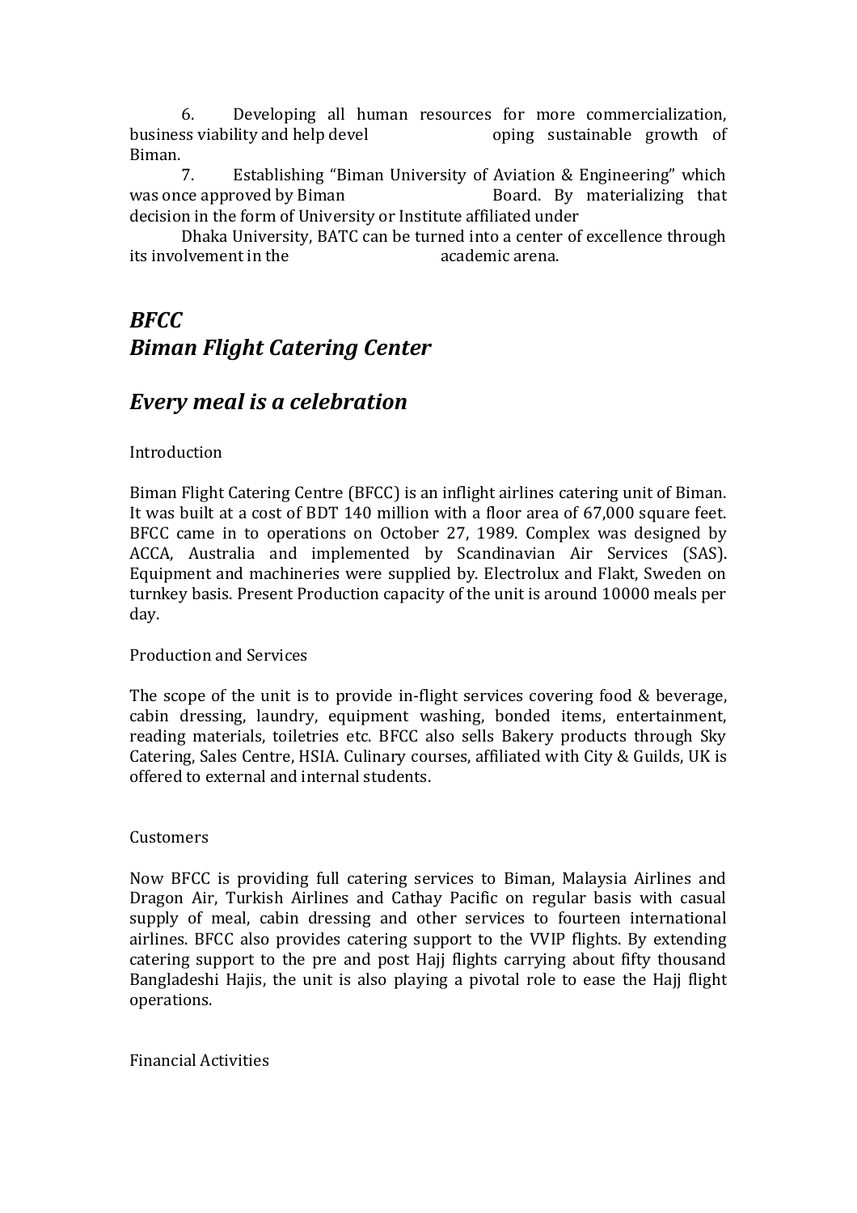6. Developing all human resources for more commercialization, business viability and help developing sustainable growth of Biman.

7. Establishing "Biman University of Aviation & Engineering" which was once approved by Biman Board. By materializing that decision in the form of University or Institute affiliated under Dhaka University, BATC can be turned into a center of excellence through its involvement in the academic arena.

## *BFCC*
## *Biman Flight Catering Center*

## *Every meal is a celebration*

Introduction

Biman Flight Catering Centre (BFCC) is an inflight airlines catering unit of Biman. It was built at a cost of BDT 140 million with a floor area of 67,000 square feet. BFCC came in to operations on October 27, 1989. Complex was designed by ACCA, Australia and implemented by Scandinavian Air Services (SAS). Equipment and machineries were supplied by. Electrolux and Flakt, Sweden on turnkey basis. Present Production capacity of the unit is around 10000 meals per day.

Production and Services

The scope of the unit is to provide in-flight services covering food & beverage, cabin dressing, laundry, equipment washing, bonded items, entertainment, reading materials, toiletries etc. BFCC also sells Bakery products through Sky Catering, Sales Centre, HSIA. Culinary courses, affiliated with City & Guilds, UK is offered to external and internal students.

Customers

Now BFCC is providing full catering services to Biman, Malaysia Airlines and Dragon Air, Turkish Airlines and Cathay Pacific on regular basis with casual supply of meal, cabin dressing and other services to fourteen international airlines. BFCC also provides catering support to the VVIP flights. By extending catering support to the pre and post Hajj flights carrying about fifty thousand Bangladeshi Hajis, the unit is also playing a pivotal role to ease the Hajj flight operations.

Financial Activities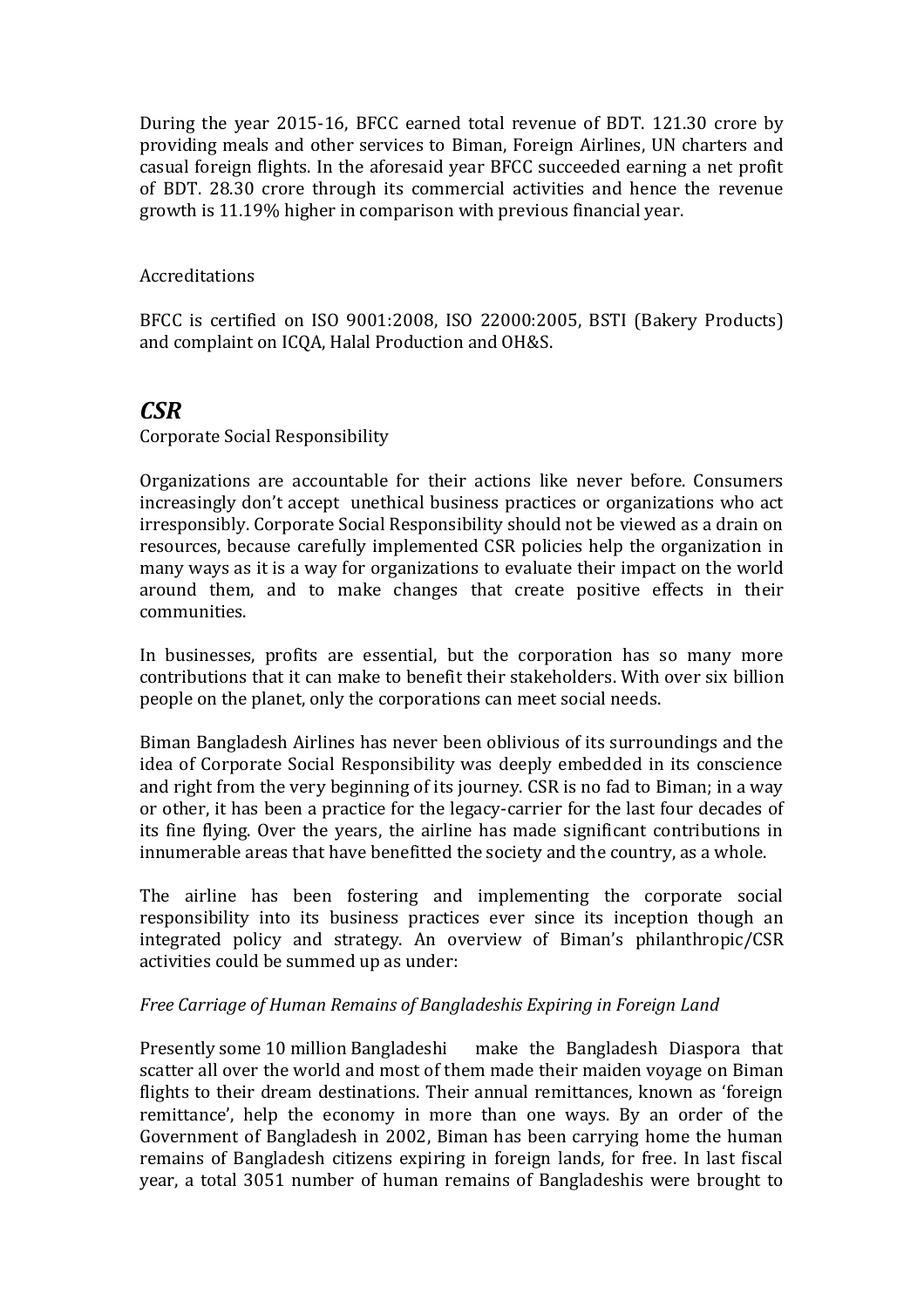During the year 2015-16, BFCC earned total revenue of BDT. 121.30 crore by providing meals and other services to Biman, Foreign Airlines, UN charters and casual foreign flights. In the aforesaid year BFCC succeeded earning a net profit of BDT. 28.30 crore through its commercial activities and hence the revenue growth is 11.19% higher in comparison with previous financial year.

Accreditations

BFCC is certified on ISO 9001:2008, ISO 22000:2005, BSTI (Bakery Products) and complaint on ICQA, Halal Production and OH&S.

## *CSR*

Corporate Social Responsibility

Organizations are accountable for their actions like never before. Consumers increasingly don't accept unethical business practices or organizations who act irresponsibly. Corporate Social Responsibility should not be viewed as a drain on resources, because carefully implemented CSR policies help the organization in many ways as it is a way for organizations to evaluate their impact on the world around them, and to make changes that create positive effects in their communities.

In businesses, profits are essential, but the corporation has so many more contributions that it can make to benefit their stakeholders. With over six billion people on the planet, only the corporations can meet social needs.

Biman Bangladesh Airlines has never been oblivious of its surroundings and the idea of Corporate Social Responsibility was deeply embedded in its conscience and right from the very beginning of its journey. CSR is no fad to Biman; in a way or other, it has been a practice for the legacy-carrier for the last four decades of its fine flying. Over the years, the airline has made significant contributions in innumerable areas that have benefitted the society and the country, as a whole.

The airline has been fostering and implementing the corporate social responsibility into its business practices ever since its inception though an integrated policy and strategy. An overview of Biman's philanthropic/CSR activities could be summed up as under:

*Free Carriage of Human Remains of Bangladeshis Expiring in Foreign Land*

Presently some 10 million Bangladeshi make the Bangladesh Diaspora that scatter all over the world and most of them made their maiden voyage on Biman flights to their dream destinations. Their annual remittances, known as 'foreign remittance', help the economy in more than one ways. By an order of the Government of Bangladesh in 2002, Biman has been carrying home the human remains of Bangladesh citizens expiring in foreign lands, for free. In last fiscal year, a total 3051 number of human remains of Bangladeshis were brought to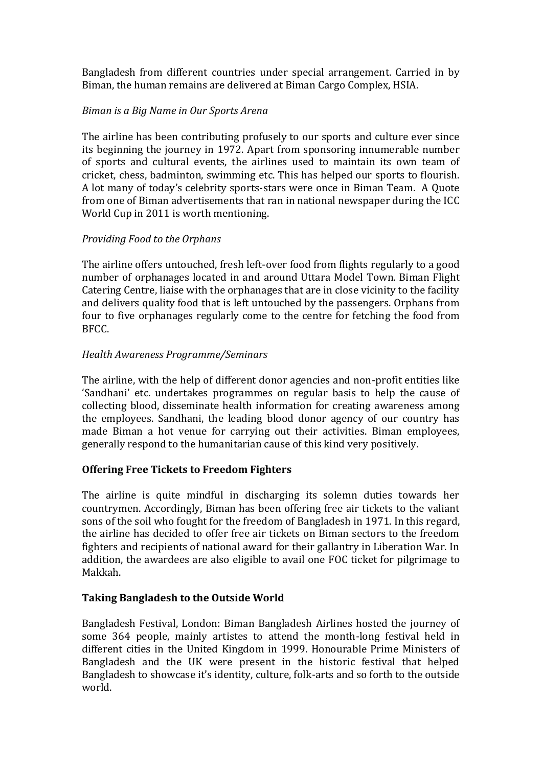Bangladesh from different countries under special arrangement. Carried in by Biman, the human remains are delivered at Biman Cargo Complex, HSIA.

*Biman is a Big Name in Our Sports Arena*

The airline has been contributing profusely to our sports and culture ever since its beginning the journey in 1972. Apart from sponsoring innumerable number of sports and cultural events, the airlines used to maintain its own team of cricket, chess, badminton, swimming etc. This has helped our sports to flourish. A lot many of today's celebrity sports-stars were once in Biman Team. A Quote from one of Biman advertisements that ran in national newspaper during the ICC World Cup in 2011 is worth mentioning.

*Providing Food to the Orphans*

The airline offers untouched, fresh left-over food from flights regularly to a good number of orphanages located in and around Uttara Model Town. Biman Flight Catering Centre, liaise with the orphanages that are in close vicinity to the facility and delivers quality food that is left untouched by the passengers. Orphans from four to five orphanages regularly come to the centre for fetching the food from BFCC.

*Health Awareness Programme/Seminars*

The airline, with the help of different donor agencies and non-profit entities like 'Sandhani' etc. undertakes programmes on regular basis to help the cause of collecting blood, disseminate health information for creating awareness among the employees. Sandhani, the leading blood donor agency of our country has made Biman a hot venue for carrying out their activities. Biman employees, generally respond to the humanitarian cause of this kind very positively.

**Offering Free Tickets to Freedom Fighters**

The airline is quite mindful in discharging its solemn duties towards her countrymen. Accordingly, Biman has been offering free air tickets to the valiant sons of the soil who fought for the freedom of Bangladesh in 1971. In this regard, the airline has decided to offer free air tickets on Biman sectors to the freedom fighters and recipients of national award for their gallantry in Liberation War. In addition, the awardees are also eligible to avail one FOC ticket for pilgrimage to Makkah.

**Taking Bangladesh to the Outside World**

Bangladesh Festival, London: Biman Bangladesh Airlines hosted the journey of some 364 people, mainly artistes to attend the month-long festival held in different cities in the United Kingdom in 1999. Honourable Prime Ministers of Bangladesh and the UK were present in the historic festival that helped Bangladesh to showcase it's identity, culture, folk-arts and so forth to the outside world.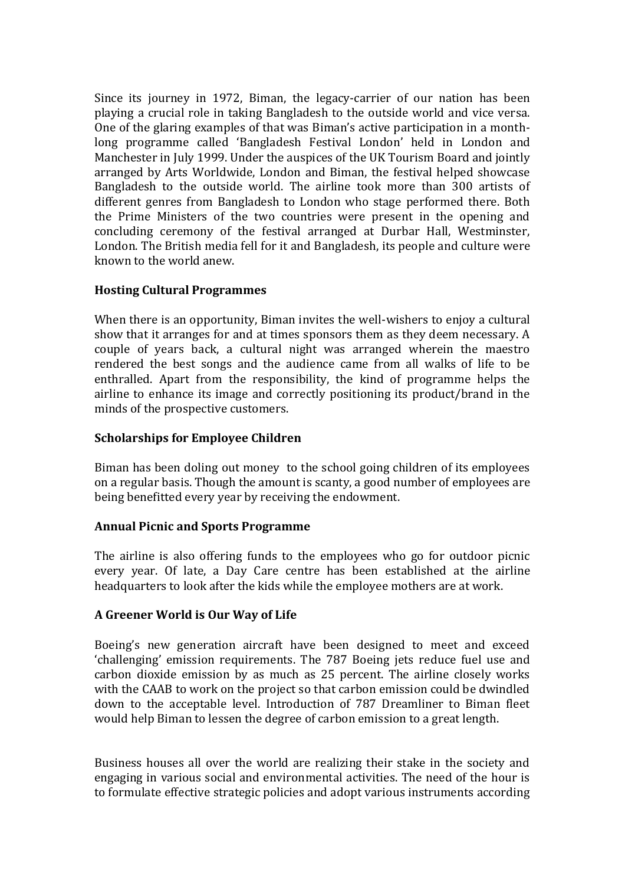Since its journey in 1972, Biman, the legacy-carrier of our nation has been playing a crucial role in taking Bangladesh to the outside world and vice versa. One of the glaring examples of that was Biman's active participation in a month-long programme called 'Bangladesh Festival London' held in London and Manchester in July 1999. Under the auspices of the UK Tourism Board and jointly arranged by Arts Worldwide, London and Biman, the festival helped showcase Bangladesh to the outside world. The airline took more than 300 artists of different genres from Bangladesh to London who stage performed there. Both the Prime Ministers of the two countries were present in the opening and concluding ceremony of the festival arranged at Durbar Hall, Westminster, London. The British media fell for it and Bangladesh, its people and culture were known to the world anew.

### Hosting Cultural Programmes

When there is an opportunity, Biman invites the well-wishers to enjoy a cultural show that it arranges for and at times sponsors them as they deem necessary. A couple of years back, a cultural night was arranged wherein the maestro rendered the best songs and the audience came from all walks of life to be enthralled. Apart from the responsibility, the kind of programme helps the airline to enhance its image and correctly positioning its product/brand in the minds of the prospective customers.

### Scholarships for Employee Children

Biman has been doling out money to the school going children of its employees on a regular basis. Though the amount is scanty, a good number of employees are being benefitted every year by receiving the endowment.

### Annual Picnic and Sports Programme

The airline is also offering funds to the employees who go for outdoor picnic every year. Of late, a Day Care centre has been established at the airline headquarters to look after the kids while the employee mothers are at work.

### A Greener World is Our Way of Life

Boeing's new generation aircraft have been designed to meet and exceed 'challenging' emission requirements. The 787 Boeing jets reduce fuel use and carbon dioxide emission by as much as 25 percent. The airline closely works with the CAAB to work on the project so that carbon emission could be dwindled down to the acceptable level. Introduction of 787 Dreamliner to Biman fleet would help Biman to lessen the degree of carbon emission to a great length.

Business houses all over the world are realizing their stake in the society and engaging in various social and environmental activities. The need of the hour is to formulate effective strategic policies and adopt various instruments according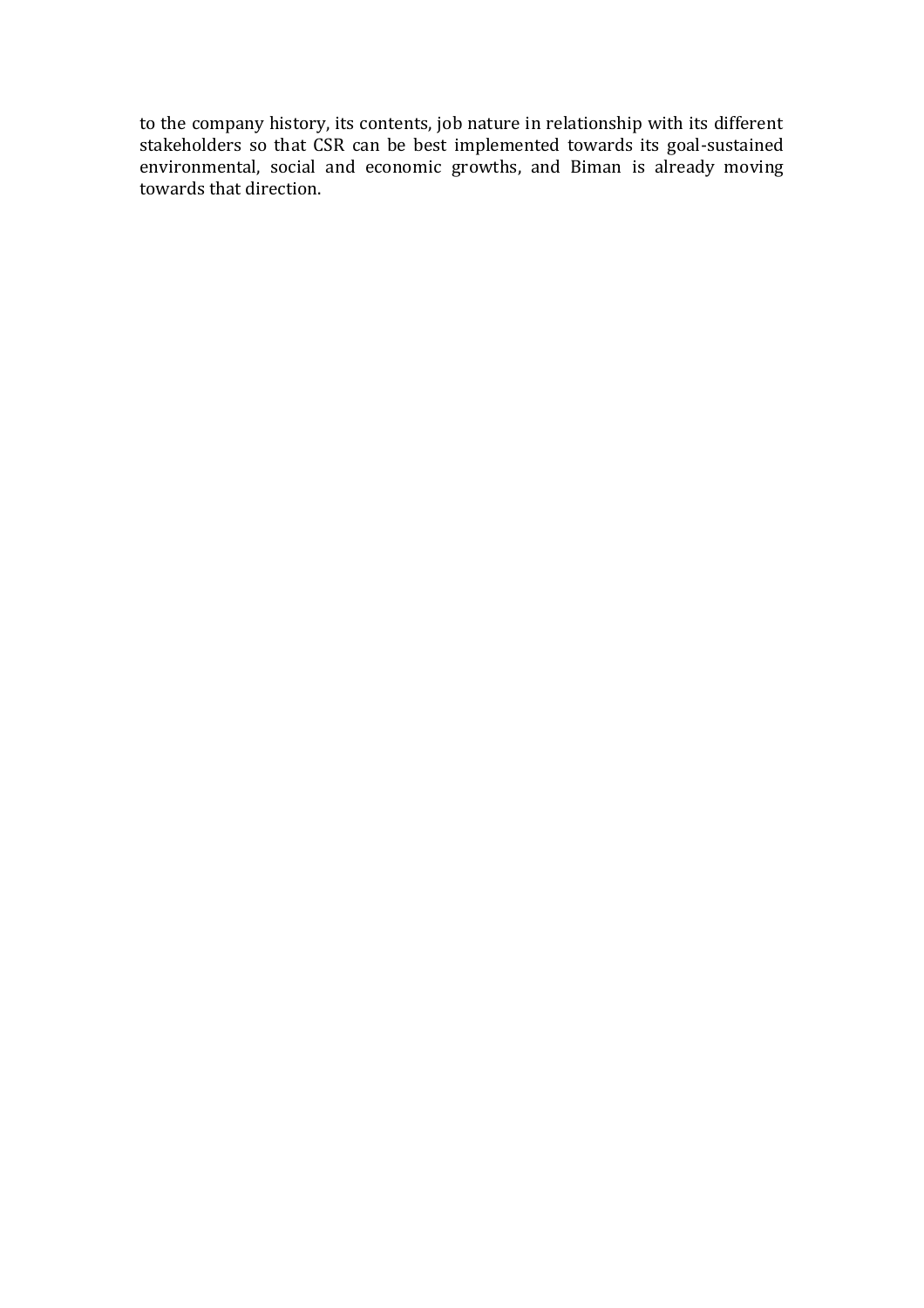to the company history, its contents, job nature in relationship with its different stakeholders so that CSR can be best implemented towards its goal-sustained environmental, social and economic growths, and Biman is already moving towards that direction.